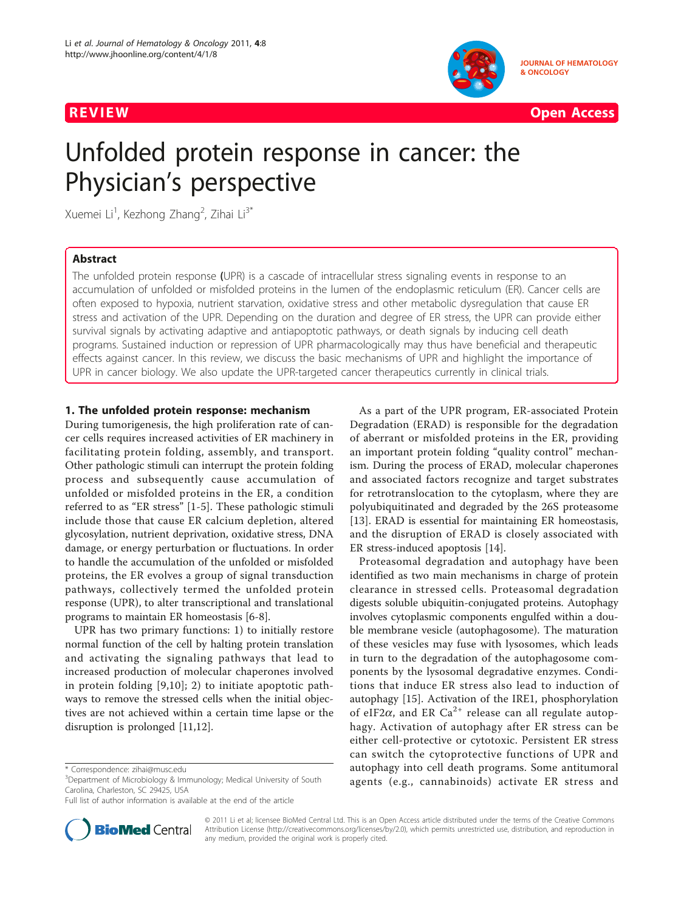REVIEW Open Access

# Unfolded protein response in cancer: the Physician's perspective

Xuemei Li[1], Kezhong Zhang[2], Zihai Li[3*]

## Abstract

The unfolded protein response (UPR) is a cascade of intracellular stress signaling events in response to an accumulation of unfolded or misfolded proteins in the lumen of the endoplasmic reticulum (ER). Cancer cells are often exposed to hypoxia, nutrient starvation, oxidative stress and other metabolic dysregulation that cause ER stress and activation of the UPR. Depending on the duration and degree of ER stress, the UPR can provide either survival signals by activating adaptive and antiapoptotic pathways, or death signals by inducing cell death programs. Sustained induction or repression of UPR pharmacologically may thus have beneficial and therapeutic effects against cancer. In this review, we discuss the basic mechanisms of UPR and highlight the importance of UPR in cancer biology. We also update the UPR-targeted cancer therapeutics currently in clinical trials.

## 1. The unfolded protein response: mechanism

During tumorigenesis, the high proliferation rate of cancer cells requires increased activities of ER machinery in facilitating protein folding, assembly, and transport. Other pathologic stimuli can interrupt the protein folding process and subsequently cause accumulation of unfolded or misfolded proteins in the ER, a condition referred to as "ER stress" [1-5]. These pathologic stimuli include those that cause ER calcium depletion, altered glycosylation, nutrient deprivation, oxidative stress, DNA damage, or energy perturbation or fluctuations. In order to handle the accumulation of the unfolded or misfolded proteins, the ER evolves a group of signal transduction pathways, collectively termed the unfolded protein response (UPR), to alter transcriptional and translational programs to maintain ER homeostasis [6-8].

UPR has two primary functions: 1) to initially restore normal function of the cell by halting protein translation and activating the signaling pathways that lead to increased production of molecular chaperones involved in protein folding [9,10]; 2) to initiate apoptotic pathways to remove the stressed cells when the initial objectives are not achieved within a certain time lapse or the disruption is prolonged [11,12].

As a part of the UPR program, ER-associated Protein Degradation (ERAD) is responsible for the degradation of aberrant or misfolded proteins in the ER, providing an important protein folding "quality control" mechanism. During the process of ERAD, molecular chaperones and associated factors recognize and target substrates for retrotranslocation to the cytoplasm, where they are polyubiquitinated and degraded by the 26S proteasome [13]. ERAD is essential for maintaining ER homeostasis, and the disruption of ERAD is closely associated with ER stress-induced apoptosis [14].

Proteasomal degradation and autophagy have been identified as two main mechanisms in charge of protein clearance in stressed cells. Proteasomal degradation digests soluble ubiquitin-conjugated proteins. Autophagy involves cytoplasmic components engulfed within a double membrane vesicle (autophagosome). The maturation of these vesicles may fuse with lysosomes, which leads in turn to the degradation of the autophagosome components by the lysosomal degradative enzymes. Conditions that induce ER stress also lead to induction of autophagy [15]. Activation of the IRE1, phosphorylation of eIF2$\alpha$, and ER $Ca^{2+}$ release can all regulate autophagy. Activation of autophagy after ER stress can be either cell-protective or cytotoxic. Persistent ER stress can switch the cytoprotective functions of UPR and autophagy into cell death programs. Some antitumoral agents (e.g., cannabinoids) activate ER stress and

\* Correspondence: zihai@musc.edu
[3]Department of Microbiology & Immunology; Medical University of South Carolina, Charleston, SC 29425, USA
Full list of author information is available at the end of the article

© 2011 Li et al; licensee BioMed Central Ltd. This is an Open Access article distributed under the terms of the Creative Commons Attribution License (http://creativecommons.org/licenses/by/2.0), which permits unrestricted use, distribution, and reproduction in any medium, provided the original work is properly cited.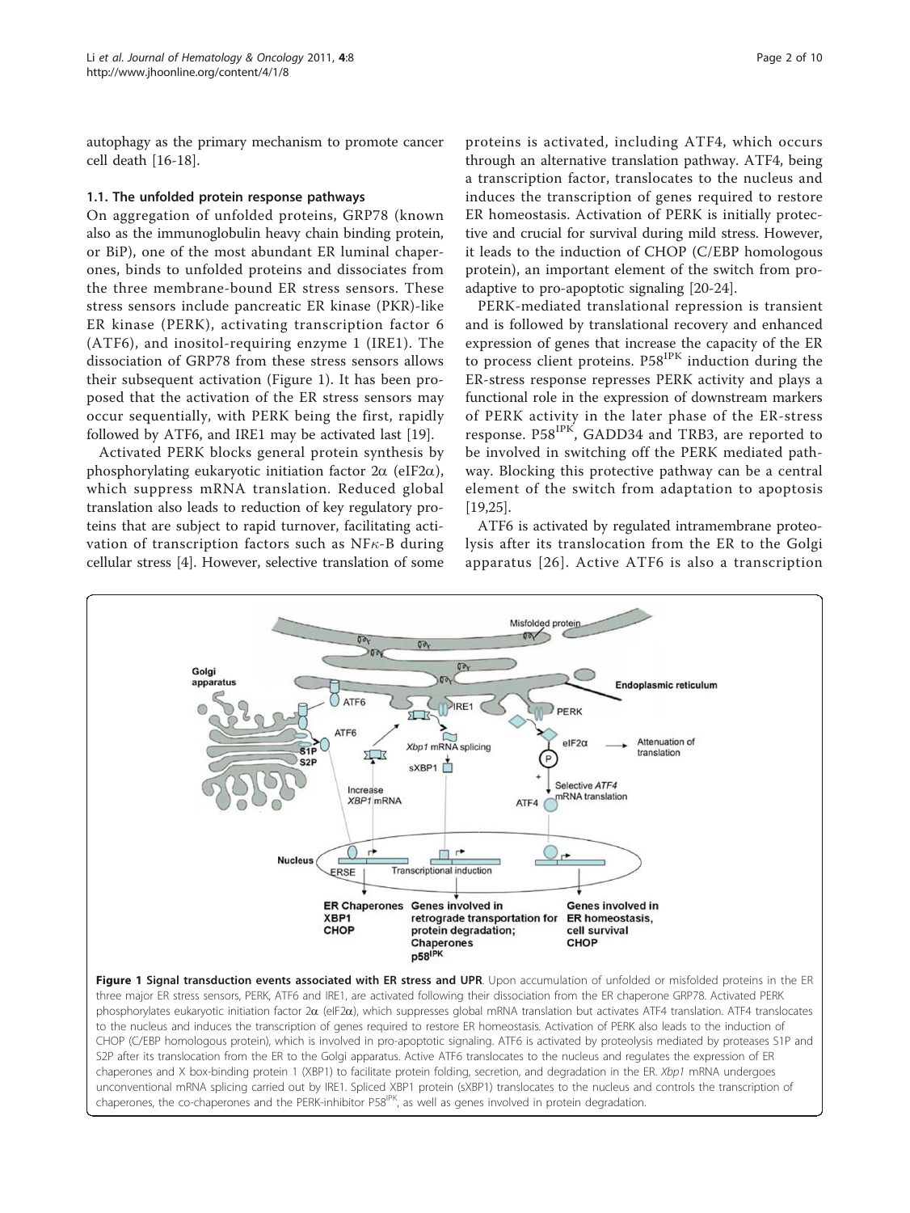autophagy as the primary mechanism to promote cancer cell death [16-18].

### 1.1. The unfolded protein response pathways

On aggregation of unfolded proteins, GRP78 (known also as the immunoglobulin heavy chain binding protein, or BiP), one of the most abundant ER luminal chaperones, binds to unfolded proteins and dissociates from the three membrane-bound ER stress sensors. These stress sensors include pancreatic ER kinase (PKR)-like ER kinase (PERK), activating transcription factor 6 (ATF6), and inositol-requiring enzyme 1 (IRE1). The dissociation of GRP78 from these stress sensors allows their subsequent activation (Figure 1). It has been proposed that the activation of the ER stress sensors may occur sequentially, with PERK being the first, rapidly followed by ATF6, and IRE1 may be activated last [19].

Activated PERK blocks general protein synthesis by phosphorylating eukaryotic initiation factor 2α (eIF2α), which suppress mRNA translation. Reduced global translation also leads to reduction of key regulatory proteins that are subject to rapid turnover, facilitating activation of transcription factors such as NFκ-B during cellular stress [4]. However, selective translation of some proteins is activated, including ATF4, which occurs through an alternative translation pathway. ATF4, being a transcription factor, translocates to the nucleus and induces the transcription of genes required to restore ER homeostasis. Activation of PERK is initially protective and crucial for survival during mild stress. However, it leads to the induction of CHOP (C/EBP homologous protein), an important element of the switch from pro-adaptive to pro-apoptotic signaling [20-24].

PERK-mediated translational repression is transient and is followed by translational recovery and enhanced expression of genes that increase the capacity of the ER to process client proteins. P58[IPK] induction during the ER-stress response represses PERK activity and plays a functional role in the expression of downstream markers of PERK activity in the later phase of the ER-stress response. P58[IPK], GADD34 and TRB3, are reported to be involved in switching off the PERK mediated pathway. Blocking this protective pathway can be a central element of the switch from adaptation to apoptosis [19,25].

ATF6 is activated by regulated intramembrane proteolysis after its translocation from the ER to the Golgi apparatus [26]. Active ATF6 is also a transcription

**Figure 1 Signal transduction events associated with ER stress and UPR**. Upon accumulation of unfolded or misfolded proteins in the ER three major ER stress sensors, PERK, ATF6 and IRE1, are activated following their dissociation from the ER chaperone GRP78. Activated PERK phosphorylates eukaryotic initiation factor 2α (eIF2α), which suppresses global mRNA translation but activates ATF4 translation. ATF4 translocates to the nucleus and induces the transcription of genes required to restore ER homeostasis. Activation of PERK also leads to the induction of CHOP (C/EBP homologous protein), which is involved in pro-apoptotic signaling. ATF6 is activated by proteolysis mediated by proteases S1P and S2P after its translocation from the ER to the Golgi apparatus. Active ATF6 translocates to the nucleus and regulates the expression of ER chaperones and X box-binding protein 1 (XBP1) to facilitate protein folding, secretion, and degradation in the ER. *Xbp1* mRNA undergoes unconventional mRNA splicing carried out by IRE1. Spliced XBP1 protein (sXBP1) translocates to the nucleus and controls the transcription of chaperones, the co-chaperones and the PERK-inhibitor P58[IPK], as well as genes involved in protein degradation.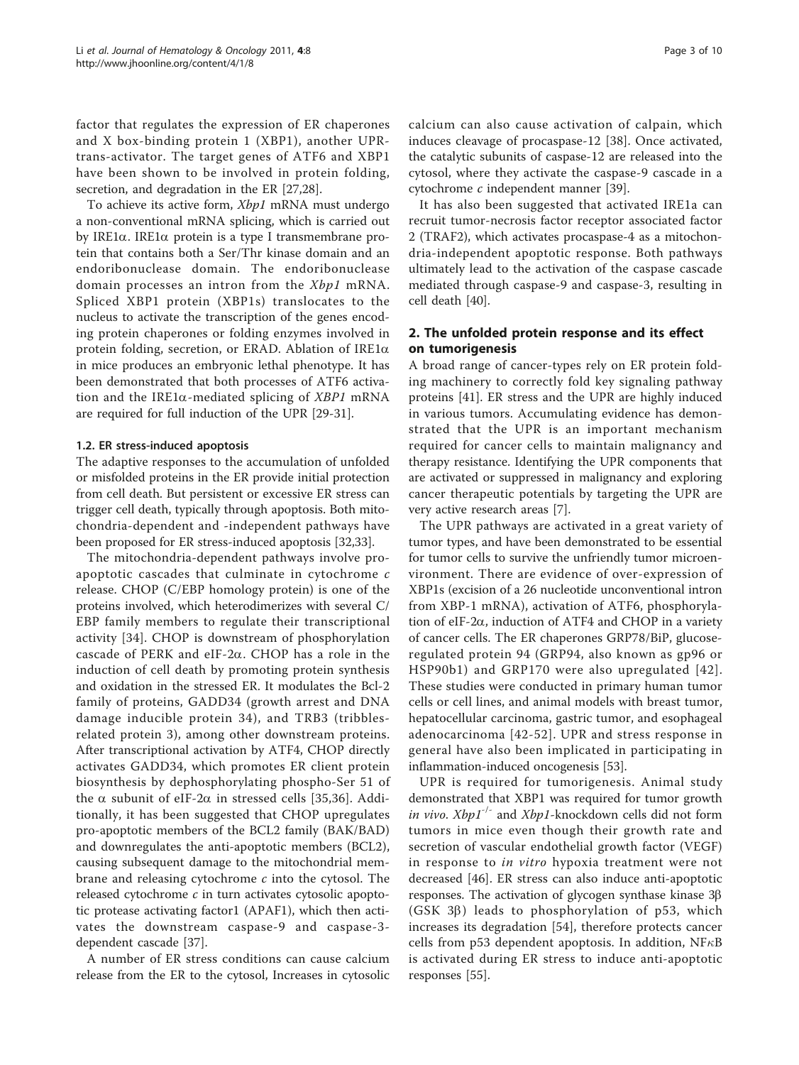factor that regulates the expression of ER chaperones and X box-binding protein 1 (XBP1), another UPR-trans-activator. The target genes of ATF6 and XBP1 have been shown to be involved in protein folding, secretion, and degradation in the ER [27,28].

To achieve its active form, *Xbp1* mRNA must undergo a non-conventional mRNA splicing, which is carried out by IRE1α. IRE1α protein is a type I transmembrane protein that contains both a Ser/Thr kinase domain and an endoribonuclease domain. The endoribonuclease domain processes an intron from the *Xbp1* mRNA. Spliced XBP1 protein (XBP1s) translocates to the nucleus to activate the transcription of the genes encoding protein chaperones or folding enzymes involved in protein folding, secretion, or ERAD. Ablation of IRE1α in mice produces an embryonic lethal phenotype. It has been demonstrated that both processes of ATF6 activation and the IRE1α-mediated splicing of *XBP1* mRNA are required for full induction of the UPR [29-31].

### 1.2. ER stress-induced apoptosis

The adaptive responses to the accumulation of unfolded or misfolded proteins in the ER provide initial protection from cell death. But persistent or excessive ER stress can trigger cell death, typically through apoptosis. Both mitochondria-dependent and -independent pathways have been proposed for ER stress-induced apoptosis [32,33].

The mitochondria-dependent pathways involve pro-apoptotic cascades that culminate in cytochrome *c* release. CHOP (C/EBP homology protein) is one of the proteins involved, which heterodimerizes with several C/EBP family members to regulate their transcriptional activity [34]. CHOP is downstream of phosphorylation cascade of PERK and eIF-2α. CHOP has a role in the induction of cell death by promoting protein synthesis and oxidation in the stressed ER. It modulates the Bcl-2 family of proteins, GADD34 (growth arrest and DNA damage inducible protein 34), and TRB3 (tribbles-related protein 3), among other downstream proteins. After transcriptional activation by ATF4, CHOP directly activates GADD34, which promotes ER client protein biosynthesis by dephosphorylating phospho-Ser 51 of the α subunit of eIF-2α in stressed cells [35,36]. Additionally, it has been suggested that CHOP upregulates pro-apoptotic members of the BCL2 family (BAK/BAD) and downregulates the anti-apoptotic members (BCL2), causing subsequent damage to the mitochondrial membrane and releasing cytochrome *c* into the cytosol. The released cytochrome *c* in turn activates cytosolic apoptotic protease activating factor1 (APAF1), which then activates the downstream caspase-9 and caspase-3-dependent cascade [37].

A number of ER stress conditions can cause calcium release from the ER to the cytosol, Increases in cytosolic calcium can also cause activation of calpain, which induces cleavage of procaspase-12 [38]. Once activated, the catalytic subunits of caspase-12 are released into the cytosol, where they activate the caspase-9 cascade in a cytochrome *c* independent manner [39].

It has also been suggested that activated IRE1a can recruit tumor-necrosis factor receptor associated factor 2 (TRAF2), which activates procaspase-4 as a mitochondria-independent apoptotic response. Both pathways ultimately lead to the activation of the caspase cascade mediated through caspase-9 and caspase-3, resulting in cell death [40].

## 2. The unfolded protein response and its effect on tumorigenesis

A broad range of cancer-types rely on ER protein folding machinery to correctly fold key signaling pathway proteins [41]. ER stress and the UPR are highly induced in various tumors. Accumulating evidence has demonstrated that the UPR is an important mechanism required for cancer cells to maintain malignancy and therapy resistance. Identifying the UPR components that are activated or suppressed in malignancy and exploring cancer therapeutic potentials by targeting the UPR are very active research areas [7].

The UPR pathways are activated in a great variety of tumor types, and have been demonstrated to be essential for tumor cells to survive the unfriendly tumor microenvironment. There are evidence of over-expression of XBP1s (excision of a 26 nucleotide unconventional intron from XBP-1 mRNA), activation of ATF6, phosphorylation of eIF-2α, induction of ATF4 and CHOP in a variety of cancer cells. The ER chaperones GRP78/BiP, glucose-regulated protein 94 (GRP94, also known as gp96 or HSP90b1) and GRP170 were also upregulated [42]. These studies were conducted in primary human tumor cells or cell lines, and animal models with breast tumor, hepatocellular carcinoma, gastric tumor, and esophageal adenocarcinoma [42-52]. UPR and stress response in general have also been implicated in participating in inflammation-induced oncogenesis [53].

UPR is required for tumorigenesis. Animal study demonstrated that XBP1 was required for tumor growth *in vivo*. $Xbp1^{-/-}$ and *Xbp1*-knockdown cells did not form tumors in mice even though their growth rate and secretion of vascular endothelial growth factor (VEGF) in response to *in vitro* hypoxia treatment were not decreased [46]. ER stress can also induce anti-apoptotic responses. The activation of glycogen synthase kinase 3β (GSK 3β) leads to phosphorylation of p53, which increases its degradation [54], therefore protects cancer cells from p53 dependent apoptosis. In addition, NFκB is activated during ER stress to induce anti-apoptotic responses [55].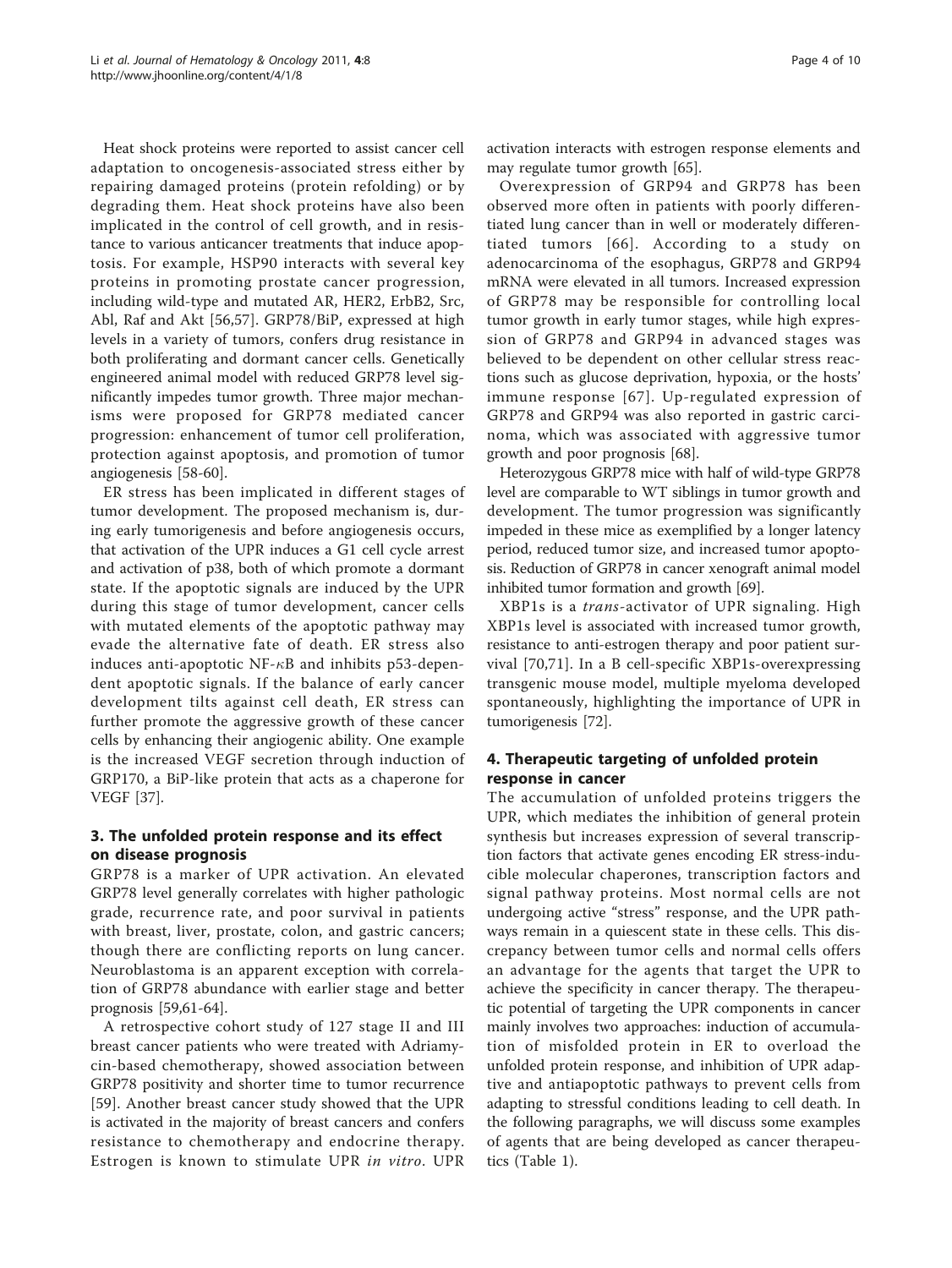Heat shock proteins were reported to assist cancer cell adaptation to oncogenesis-associated stress either by repairing damaged proteins (protein refolding) or by degrading them. Heat shock proteins have also been implicated in the control of cell growth, and in resistance to various anticancer treatments that induce apoptosis. For example, HSP90 interacts with several key proteins in promoting prostate cancer progression, including wild-type and mutated AR, HER2, ErbB2, Src, Abl, Raf and Akt [56,57]. GRP78/BiP, expressed at high levels in a variety of tumors, confers drug resistance in both proliferating and dormant cancer cells. Genetically engineered animal model with reduced GRP78 level significantly impedes tumor growth. Three major mechanisms were proposed for GRP78 mediated cancer progression: enhancement of tumor cell proliferation, protection against apoptosis, and promotion of tumor angiogenesis [58-60].

ER stress has been implicated in different stages of tumor development. The proposed mechanism is, during early tumorigenesis and before angiogenesis occurs, that activation of the UPR induces a G1 cell cycle arrest and activation of p38, both of which promote a dormant state. If the apoptotic signals are induced by the UPR during this stage of tumor development, cancer cells with mutated elements of the apoptotic pathway may evade the alternative fate of death. ER stress also induces anti-apoptotic NF-$\kappa$B and inhibits p53-dependent apoptotic signals. If the balance of early cancer development tilts against cell death, ER stress can further promote the aggressive growth of these cancer cells by enhancing their angiogenic ability. One example is the increased VEGF secretion through induction of GRP170, a BiP-like protein that acts as a chaperone for VEGF [37].

## 3. The unfolded protein response and its effect on disease prognosis

GRP78 is a marker of UPR activation. An elevated GRP78 level generally correlates with higher pathologic grade, recurrence rate, and poor survival in patients with breast, liver, prostate, colon, and gastric cancers; though there are conflicting reports on lung cancer. Neuroblastoma is an apparent exception with correlation of GRP78 abundance with earlier stage and better prognosis [59,61-64].

A retrospective cohort study of 127 stage II and III breast cancer patients who were treated with Adriamycin-based chemotherapy, showed association between GRP78 positivity and shorter time to tumor recurrence [59]. Another breast cancer study showed that the UPR is activated in the majority of breast cancers and confers resistance to chemotherapy and endocrine therapy. Estrogen is known to stimulate UPR *in vitro*. UPR activation interacts with estrogen response elements and may regulate tumor growth [65].

Overexpression of GRP94 and GRP78 has been observed more often in patients with poorly differentiated lung cancer than in well or moderately differentiated tumors [66]. According to a study on adenocarcinoma of the esophagus, GRP78 and GRP94 mRNA were elevated in all tumors. Increased expression of GRP78 may be responsible for controlling local tumor growth in early tumor stages, while high expression of GRP78 and GRP94 in advanced stages was believed to be dependent on other cellular stress reactions such as glucose deprivation, hypoxia, or the hosts' immune response [67]. Up-regulated expression of GRP78 and GRP94 was also reported in gastric carcinoma, which was associated with aggressive tumor growth and poor prognosis [68].

Heterozygous GRP78 mice with half of wild-type GRP78 level are comparable to WT siblings in tumor growth and development. The tumor progression was significantly impeded in these mice as exemplified by a longer latency period, reduced tumor size, and increased tumor apoptosis. Reduction of GRP78 in cancer xenograft animal model inhibited tumor formation and growth [69].

XBP1s is a *trans*-activator of UPR signaling. High XBP1s level is associated with increased tumor growth, resistance to anti-estrogen therapy and poor patient survival [70,71]. In a B cell-specific XBP1s-overexpressing transgenic mouse model, multiple myeloma developed spontaneously, highlighting the importance of UPR in tumorigenesis [72].

## 4. Therapeutic targeting of unfolded protein response in cancer

The accumulation of unfolded proteins triggers the UPR, which mediates the inhibition of general protein synthesis but increases expression of several transcription factors that activate genes encoding ER stress-inducible molecular chaperones, transcription factors and signal pathway proteins. Most normal cells are not undergoing active "stress" response, and the UPR pathways remain in a quiescent state in these cells. This discrepancy between tumor cells and normal cells offers an advantage for the agents that target the UPR to achieve the specificity in cancer therapy. The therapeutic potential of targeting the UPR components in cancer mainly involves two approaches: induction of accumulation of misfolded protein in ER to overload the unfolded protein response, and inhibition of UPR adaptive and antiapoptotic pathways to prevent cells from adapting to stressful conditions leading to cell death. In the following paragraphs, we will discuss some examples of agents that are being developed as cancer therapeutics (Table 1).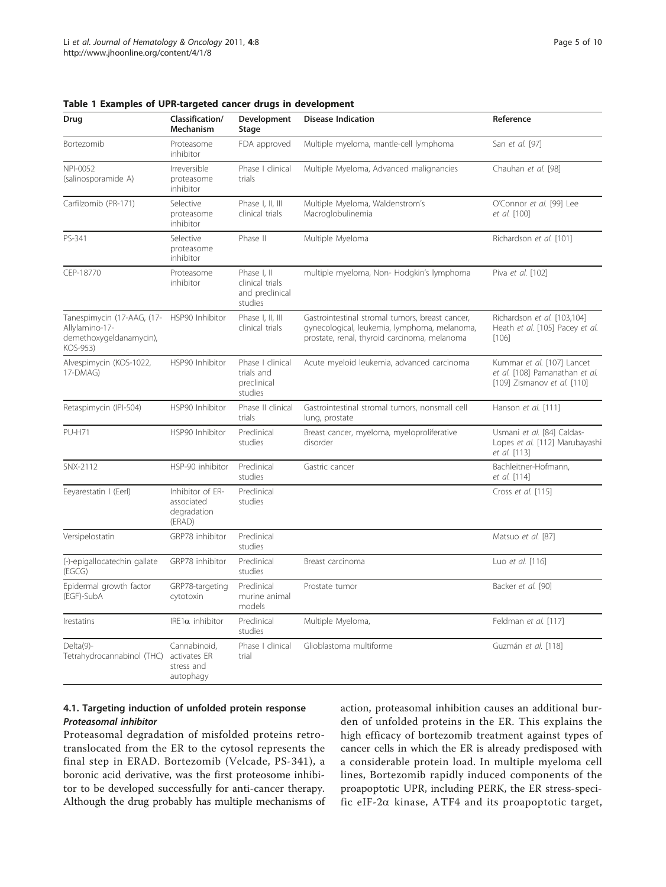**Table 1 Examples of UPR-targeted cancer drugs in development**

| Drug | Classification/ Mechanism | Development Stage | Disease Indication | Reference |
|---|---|---|---|---|
| Bortezomib | Proteasome inhibitor | FDA approved | Multiple myeloma, mantle-cell lymphoma | San *et al.* [97] |
| NPI-0052 (salinosporamide A) | Irreversible proteasome inhibitor | Phase I clinical trials | Multiple Myeloma, Advanced malignancies | Chauhan *et al.* [98] |
| Carfilzomib (PR-171) | Selective proteasome inhibitor | Phase I, II, III clinical trials | Multiple Myeloma, Waldenstrom's Macroglobulinemia | O'Connor *et al.* [99] Lee *et al.* [100] |
| PS-341 | Selective proteasome inhibitor | Phase II | Multiple Myeloma | Richardson *et al.* [101] |
| CEP-18770 | Proteasome inhibitor | Phase I, II clinical trials and preclinical studies | multiple myeloma, Non- Hodgkin's lymphoma | Piva *et al.* [102] |
| Tanespimycin (17-AAG, (17-Allylamino-17-demethoxygeldanamycin), KOS-953) | HSP90 Inhibitor | Phase I, II, III clinical trials | Gastrointestinal stromal tumors, breast cancer, gynecological, leukemia, lymphoma, melanoma, prostate, renal, thyroid carcinoma, melanoma | Richardson *et al.* [103,104] Heath *et al.* [105] Pacey *et al.* [106] |
| Alvespimycin (KOS-1022, 17-DMAG) | HSP90 Inhibitor | Phase I clinical trials and preclinical studies | Acute myeloid leukemia, advanced carcinoma | Kummar *et al.* [107] Lancet *et al.* [108] Pamanathan *et al.* [109] Zismanov *et al.* [110] |
| Retaspimycin (IPI-504) | HSP90 Inhibitor | Phase II clinical trials | Gastrointestinal stromal tumors, nonsmall cell lung, prostate | Hanson *et al.* [111] |
| PU-H71 | HSP90 Inhibitor | Preclinical studies | Breast cancer, myeloma, myeloproliferative disorder | Usmani *et al.* [84] Caldas-Lopes *et al.* [112] Marubayashi *et al.* [113] |
| SNX-2112 | HSP-90 inhibitor | Preclinical studies | Gastric cancer | Bachleitner-Hofmann, *et al.* [114] |
| Eeyarestatin I (EerI) | Inhibitor of ER-associated degradation (ERAD) | Preclinical studies | | Cross *et al.* [115] |
| Versipelostatin | GRP78 inhibitor | Preclinical studies | | Matsuo *et al.* [87] |
| (-)-epigallocatechin gallate (EGCG) | GRP78 inhibitor | Preclinical studies | Breast carcinoma | Luo *et al.* [116] |
| Epidermal growth factor (EGF)-SubA | GRP78-targeting cytotoxin | Preclinical murine animal models | Prostate tumor | Backer *et al.* [90] |
| Irestatins | IRE1$\alpha$ inhibitor | Preclinical studies | Multiple Myeloma, | Feldman *et al.* [117] |
| Delta(9)-Tetrahydrocannabinol (THC) | Cannabinoid, activates ER stress and autophagy | Phase I clinical trial | Glioblastoma multiforme | Guzmán *et al.* [118] |

### 4.1. Targeting induction of unfolded protein response

***Proteasomal inhibitor***

Proteasomal degradation of misfolded proteins retrotranslocated from the ER to the cytosol represents the final step in ERAD. Bortezomib (Velcade, PS-341), a boronic acid derivative, was the first proteosome inhibitor to be developed successfully for anti-cancer therapy. Although the drug probably has multiple mechanisms of action, proteasomal inhibition causes an additional burden of unfolded proteins in the ER. This explains the high efficacy of bortezomib treatment against types of cancer cells in which the ER is already predisposed with a considerable protein load. In multiple myeloma cell lines, Bortezomib rapidly induced components of the proapoptotic UPR, including PERK, the ER stress-specific eIF-2$\alpha$ kinase, ATF4 and its proapoptotic target,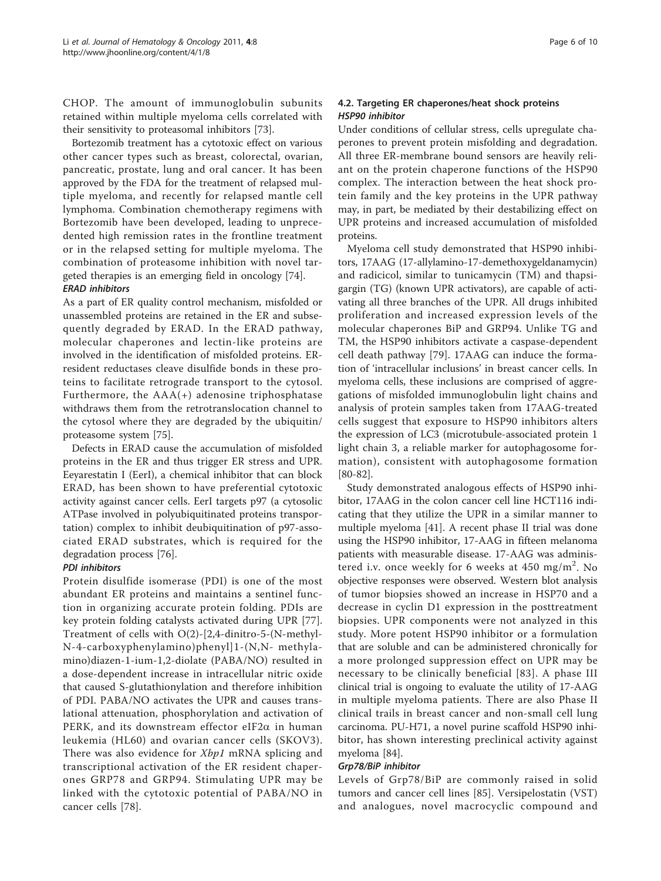CHOP. The amount of immunoglobulin subunits retained within multiple myeloma cells correlated with their sensitivity to proteasomal inhibitors [73].

Bortezomib treatment has a cytotoxic effect on various other cancer types such as breast, colorectal, ovarian, pancreatic, prostate, lung and oral cancer. It has been approved by the FDA for the treatment of relapsed multiple myeloma, and recently for relapsed mantle cell lymphoma. Combination chemotherapy regimens with Bortezomib have been developed, leading to unprecedented high remission rates in the frontline treatment or in the relapsed setting for multiple myeloma. The combination of proteasome inhibition with novel targeted therapies is an emerging field in oncology [74].

#### *ERAD inhibitors*

As a part of ER quality control mechanism, misfolded or unassembled proteins are retained in the ER and subsequently degraded by ERAD. In the ERAD pathway, molecular chaperones and lectin-like proteins are involved in the identification of misfolded proteins. ER-resident reductases cleave disulfide bonds in these proteins to facilitate retrograde transport to the cytosol. Furthermore, the AAA(+) adenosine triphosphatase withdraws them from the retrotranslocation channel to the cytosol where they are degraded by the ubiquitin/proteasome system [75].

Defects in ERAD cause the accumulation of misfolded proteins in the ER and thus trigger ER stress and UPR. Eeyarestatin I (EerI), a chemical inhibitor that can block ERAD, has been shown to have preferential cytotoxic activity against cancer cells. EerI targets p97 (a cytosolic ATPase involved in polyubiquitinated proteins transportation) complex to inhibit deubiquitination of p97-associated ERAD substrates, which is required for the degradation process [76].

#### *PDI inhibitors*

Protein disulfide isomerase (PDI) is one of the most abundant ER proteins and maintains a sentinel function in organizing accurate protein folding. PDIs are key protein folding catalysts activated during UPR [77]. Treatment of cells with O(2)-[2,4-dinitro-5-(N-methyl-N-4-carboxyphenylamino)phenyl]1-(N,N- methylamino)diazen-1-ium-1,2-diolate (PABA/NO) resulted in a dose-dependent increase in intracellular nitric oxide that caused S-glutathionylation and therefore inhibition of PDI. PABA/NO activates the UPR and causes translational attenuation, phosphorylation and activation of PERK, and its downstream effector eIF2$\alpha$ in human leukemia (HL60) and ovarian cancer cells (SKOV3). There was also evidence for *Xbp1* mRNA splicing and transcriptional activation of the ER resident chaperones GRP78 and GRP94. Stimulating UPR may be linked with the cytotoxic potential of PABA/NO in cancer cells [78].

### 4.2. Targeting ER chaperones/heat shock proteins

#### *HSP90 inhibitor*

Under conditions of cellular stress, cells upregulate chaperones to prevent protein misfolding and degradation. All three ER-membrane bound sensors are heavily reliant on the protein chaperone functions of the HSP90 complex. The interaction between the heat shock protein family and the key proteins in the UPR pathway may, in part, be mediated by their destabilizing effect on UPR proteins and increased accumulation of misfolded proteins.

Myeloma cell study demonstrated that HSP90 inhibitors, 17AAG (17-allylamino-17-demethoxygeldanamycin) and radicicol, similar to tunicamycin (TM) and thapsigargin (TG) (known UPR activators), are capable of activating all three branches of the UPR. All drugs inhibited proliferation and increased expression levels of the molecular chaperones BiP and GRP94. Unlike TG and TM, the HSP90 inhibitors activate a caspase-dependent cell death pathway [79]. 17AAG can induce the formation of 'intracellular inclusions' in breast cancer cells. In myeloma cells, these inclusions are comprised of aggregations of misfolded immunoglobulin light chains and analysis of protein samples taken from 17AAG-treated cells suggest that exposure to HSP90 inhibitors alters the expression of LC3 (microtubule-associated protein 1 light chain 3, a reliable marker for autophagosome formation), consistent with autophagosome formation [80-82].

Study demonstrated analogous effects of HSP90 inhibitor, 17AAG in the colon cancer cell line HCT116 indicating that they utilize the UPR in a similar manner to multiple myeloma [41]. A recent phase II trial was done using the HSP90 inhibitor, 17-AAG in fifteen melanoma patients with measurable disease. 17-AAG was administered i.v. once weekly for 6 weeks at 450 mg/m$^2$. No objective responses were observed. Western blot analysis of tumor biopsies showed an increase in HSP70 and a decrease in cyclin D1 expression in the posttreatment biopsies. UPR components were not analyzed in this study. More potent HSP90 inhibitor or a formulation that are soluble and can be administered chronically for a more prolonged suppression effect on UPR may be necessary to be clinically beneficial [83]. A phase III clinical trial is ongoing to evaluate the utility of 17-AAG in multiple myeloma patients. There are also Phase II clinical trails in breast cancer and non-small cell lung carcinoma. PU-H71, a novel purine scaffold HSP90 inhibitor, has shown interesting preclinical activity against myeloma [84].

#### *Grp78/BiP inhibitor*

Levels of Grp78/BiP are commonly raised in solid tumors and cancer cell lines [85]. Versipelostatin (VST) and analogues, novel macrocyclic compound and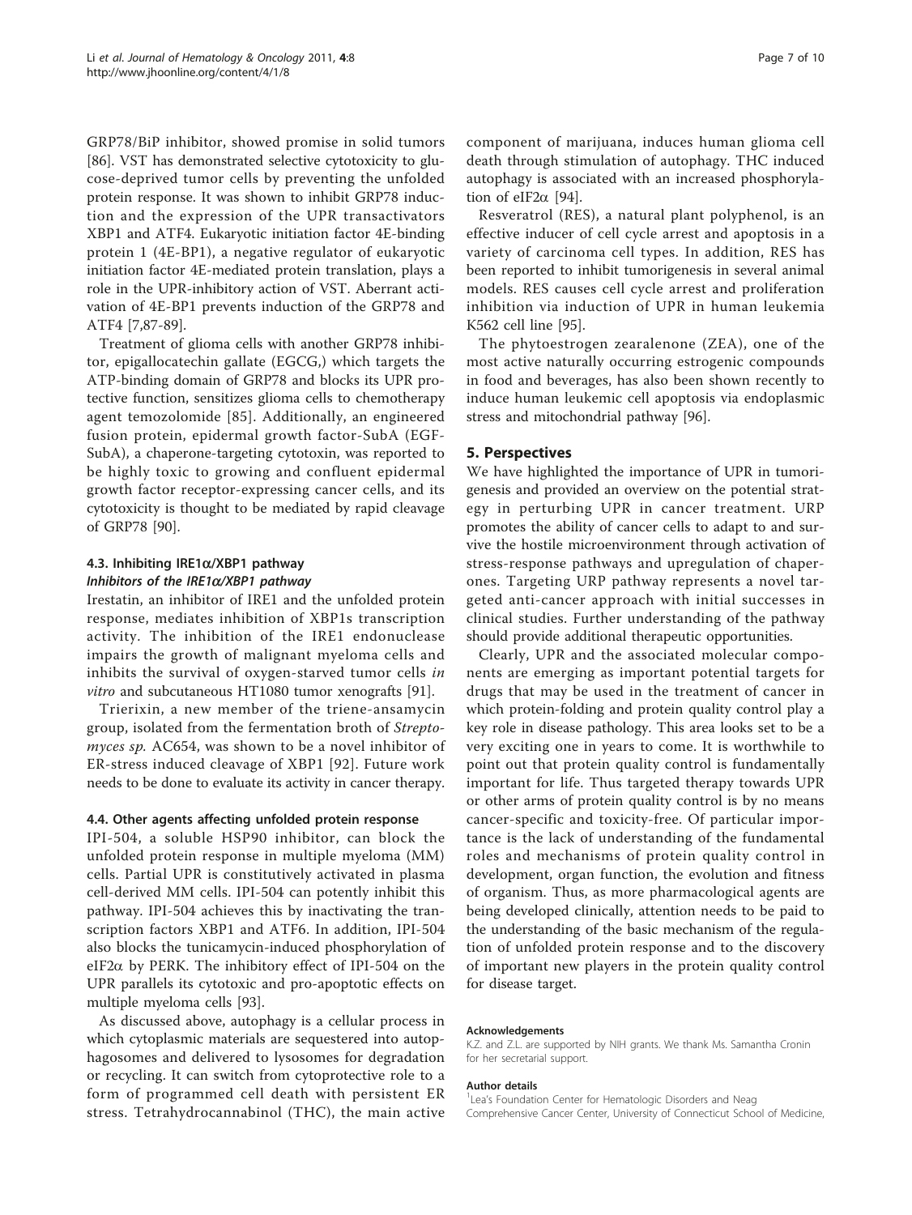GRP78/BiP inhibitor, showed promise in solid tumors [86]. VST has demonstrated selective cytotoxicity to glucose-deprived tumor cells by preventing the unfolded protein response. It was shown to inhibit GRP78 induction and the expression of the UPR transactivators XBP1 and ATF4. Eukaryotic initiation factor 4E-binding protein 1 (4E-BP1), a negative regulator of eukaryotic initiation factor 4E-mediated protein translation, plays a role in the UPR-inhibitory action of VST. Aberrant activation of 4E-BP1 prevents induction of the GRP78 and ATF4 [7,87-89].

Treatment of glioma cells with another GRP78 inhibitor, epigallocatechin gallate (EGCG,) which targets the ATP-binding domain of GRP78 and blocks its UPR protective function, sensitizes glioma cells to chemotherapy agent temozolomide [85]. Additionally, an engineered fusion protein, epidermal growth factor-SubA (EGF-SubA), a chaperone-targeting cytotoxin, was reported to be highly toxic to growing and confluent epidermal growth factor receptor-expressing cancer cells, and its cytotoxicity is thought to be mediated by rapid cleavage of GRP78 [90].

### 4.3. Inhibiting IRE1α/XBP1 pathway

#### *Inhibitors of the IRE1α/XBP1 pathway*

Irestatin, an inhibitor of IRE1 and the unfolded protein response, mediates inhibition of XBP1s transcription activity. The inhibition of the IRE1 endonuclease impairs the growth of malignant myeloma cells and inhibits the survival of oxygen-starved tumor cells *in vitro* and subcutaneous HT1080 tumor xenografts [91].

Trierixin, a new member of the triene-ansamycin group, isolated from the fermentation broth of *Streptomyces sp.* AC654, was shown to be a novel inhibitor of ER-stress induced cleavage of XBP1 [92]. Future work needs to be done to evaluate its activity in cancer therapy.

### 4.4. Other agents affecting unfolded protein response

IPI-504, a soluble HSP90 inhibitor, can block the unfolded protein response in multiple myeloma (MM) cells. Partial UPR is constitutively activated in plasma cell-derived MM cells. IPI-504 can potently inhibit this pathway. IPI-504 achieves this by inactivating the transcription factors XBP1 and ATF6. In addition, IPI-504 also blocks the tunicamycin-induced phosphorylation of eIF2α by PERK. The inhibitory effect of IPI-504 on the UPR parallels its cytotoxic and pro-apoptotic effects on multiple myeloma cells [93].

As discussed above, autophagy is a cellular process in which cytoplasmic materials are sequestered into autophagosomes and delivered to lysosomes for degradation or recycling. It can switch from cytoprotective role to a form of programmed cell death with persistent ER stress. Tetrahydrocannabinol (THC), the main active component of marijuana, induces human glioma cell death through stimulation of autophagy. THC induced autophagy is associated with an increased phosphorylation of eIF2α [94].

Resveratrol (RES), a natural plant polyphenol, is an effective inducer of cell cycle arrest and apoptosis in a variety of carcinoma cell types. In addition, RES has been reported to inhibit tumorigenesis in several animal models. RES causes cell cycle arrest and proliferation inhibition via induction of UPR in human leukemia K562 cell line [95].

The phytoestrogen zearalenone (ZEA), one of the most active naturally occurring estrogenic compounds in food and beverages, has also been shown recently to induce human leukemic cell apoptosis via endoplasmic stress and mitochondrial pathway [96].

## 5. Perspectives

We have highlighted the importance of UPR in tumorigenesis and provided an overview on the potential strategy in perturbing UPR in cancer treatment. URP promotes the ability of cancer cells to adapt to and survive the hostile microenvironment through activation of stress-response pathways and upregulation of chaperones. Targeting URP pathway represents a novel targeted anti-cancer approach with initial successes in clinical studies. Further understanding of the pathway should provide additional therapeutic opportunities.

Clearly, UPR and the associated molecular components are emerging as important potential targets for drugs that may be used in the treatment of cancer in which protein-folding and protein quality control play a key role in disease pathology. This area looks set to be a very exciting one in years to come. It is worthwhile to point out that protein quality control is fundamentally important for life. Thus targeted therapy towards UPR or other arms of protein quality control is by no means cancer-specific and toxicity-free. Of particular importance is the lack of understanding of the fundamental roles and mechanisms of protein quality control in development, organ function, the evolution and fitness of organism. Thus, as more pharmacological agents are being developed clinically, attention needs to be paid to the understanding of the basic mechanism of the regulation of unfolded protein response and to the discovery of important new players in the protein quality control for disease target.

#### Acknowledgements

K.Z. and Z.L. are supported by NIH grants. We thank Ms. Samantha Cronin for her secretarial support.

#### Author details

[1]Lea's Foundation Center for Hematologic Disorders and Neag Comprehensive Cancer Center, University of Connecticut School of Medicine,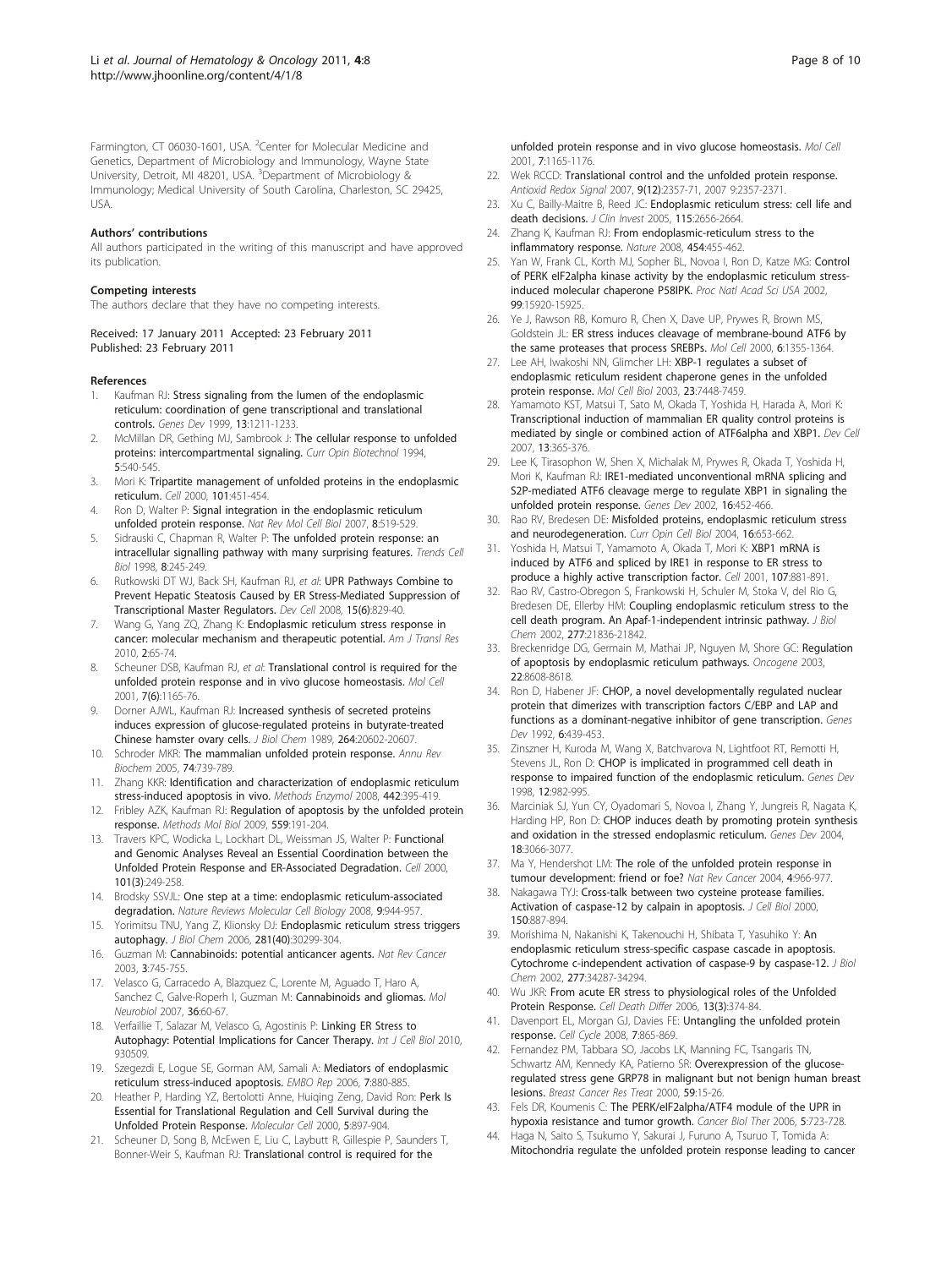Farmington, CT 06030-1601, USA. [2]Center for Molecular Medicine and Genetics, Department of Microbiology and Immunology, Wayne State University, Detroit, MI 48201, USA. [3]Department of Microbiology & Immunology; Medical University of South Carolina, Charleston, SC 29425, USA.

#### Authors' contributions

All authors participated in the writing of this manuscript and have approved its publication.

#### Competing interests

The authors declare that they have no competing interests.

Received: 17 January 2011 Accepted: 23 February 2011
Published: 23 February 2011

#### References

1. Kaufman RJ: **Stress signaling from the lumen of the endoplasmic reticulum: coordination of gene transcriptional and translational controls.** *Genes Dev* 1999, **13**:1211-1233.
2. McMillan DR, Gething MJ, Sambrook J: **The cellular response to unfolded proteins: intercompartmental signaling.** *Curr Opin Biotechnol* 1994, **5**:540-545.
3. Mori K: **Tripartite management of unfolded proteins in the endoplasmic reticulum.** *Cell* 2000, **101**:451-454.
4. Ron D, Walter P: **Signal integration in the endoplasmic reticulum unfolded protein response.** *Nat Rev Mol Cell Biol* 2007, **8**:519-529.
5. Sidrauski C, Chapman R, Walter P: **The unfolded protein response: an intracellular signalling pathway with many surprising features.** *Trends Cell Biol* 1998, **8**:245-249.
6. Rutkowski DT WJ, Back SH, Kaufman RJ, *et al*: **UPR Pathways Combine to Prevent Hepatic Steatosis Caused by ER Stress-Mediated Suppression of Transcriptional Master Regulators.** *Dev Cell* 2008, **15(6)**:829-40.
7. Wang G, Yang ZQ, Zhang K: **Endoplasmic reticulum stress response in cancer: molecular mechanism and therapeutic potential.** *Am J Transl Res* 2010, **2**:65-74.
8. Scheuner DSB, Kaufman RJ, *et al*: **Translational control is required for the unfolded protein response and in vivo glucose homeostasis.** *Mol Cell* 2001, **7(6)**:1165-76.
9. Dorner AJWL, Kaufman RJ: **Increased synthesis of secreted proteins induces expression of glucose-regulated proteins in butyrate-treated Chinese hamster ovary cells.** *J Biol Chem* 1989, **264**:20602-20607.
10. Schroder MKR: **The mammalian unfolded protein response.** *Annu Rev Biochem* 2005, **74**:739-789.
11. Zhang KKR: **Identification and characterization of endoplasmic reticulum stress-induced apoptosis in vivo.** *Methods Enzymol* 2008, **442**:395-419.
12. Fribley AZK, Kaufman RJ: **Regulation of apoptosis by the unfolded protein response.** *Methods Mol Biol* 2009, **559**:191-204.
13. Travers KPC, Wodicka L, Lockhart DL, Weissman JS, Walter P: **Functional and Genomic Analyses Reveal an Essential Coordination between the Unfolded Protein Response and ER-Associated Degradation.** *Cell* 2000, **101(3)**:249-258.
14. Brodsky SSVJL: **One step at a time: endoplasmic reticulum-associated degradation.** *Nature Reviews Molecular Cell Biology* 2008, **9**:944-957.
15. Yorimitsu TNU, Yang Z, Klionsky DJ: **Endoplasmic reticulum stress triggers autophagy.** *J Biol Chem* 2006, **281(40)**:30299-304.
16. Guzman M: **Cannabinoids: potential anticancer agents.** *Nat Rev Cancer* 2003, **3**:745-755.
17. Velasco G, Carracedo A, Blazquez C, Lorente M, Aguado T, Haro A, Sanchez C, Galve-Roperh I, Guzman M: **Cannabinoids and gliomas.** *Mol Neurobiol* 2007, **36**:60-67.
18. Verfaillie T, Salazar M, Velasco G, Agostinis P: **Linking ER Stress to Autophagy: Potential Implications for Cancer Therapy.** *Int J Cell Biol* 2010, 930509.
19. Szegezdi E, Logue SE, Gorman AM, Samali A: **Mediators of endoplasmic reticulum stress-induced apoptosis.** *EMBO Rep* 2006, **7**:880-885.
20. Heather P, Harding YZ, Bertolotti Anne, Huiqing Zeng, David Ron: **Perk Is Essential for Translational Regulation and Cell Survival during the Unfolded Protein Response.** *Molecular Cell* 2000, **5**:897-904.
21. Scheuner D, Song B, McEwen E, Liu C, Laybutt R, Gillespie P, Saunders T, Bonner-Weir S, Kaufman RJ: **Translational control is required for the unfolded protein response and in vivo glucose homeostasis.** *Mol Cell* 2001, **7**:1165-1176.
22. Wek RCCD: **Translational control and the unfolded protein response.** *Antioxid Redox Signal* 2007, **9(12)**:2357-71, 2007 9:2357-2371.
23. Xu C, Bailly-Maitre B, Reed JC: **Endoplasmic reticulum stress: cell life and death decisions.** *J Clin Invest* 2005, **115**:2656-2664.
24. Zhang K, Kaufman RJ: **From endoplasmic-reticulum stress to the inflammatory response.** *Nature* 2008, **454**:455-462.
25. Yan W, Frank CL, Korth MJ, Sopher BL, Novoa I, Ron D, Katze MG: **Control of PERK eIF2alpha kinase activity by the endoplasmic reticulum stress-induced molecular chaperone P58IPK.** *Proc Natl Acad Sci USA* 2002, **99**:15920-15925.
26. Ye J, Rawson RB, Komuro R, Chen X, Dave UP, Prywes R, Brown MS, Goldstein JL: **ER stress induces cleavage of membrane-bound ATF6 by the same proteases that process SREBPs.** *Mol Cell* 2000, **6**:1355-1364.
27. Lee AH, Iwakoshi NN, Glimcher LH: **XBP-1 regulates a subset of endoplasmic reticulum resident chaperone genes in the unfolded protein response.** *Mol Cell Biol* 2003, **23**:7448-7459.
28. Yamamoto KST, Matsui T, Sato M, Okada T, Yoshida H, Harada A, Mori K: **Transcriptional induction of mammalian ER quality control proteins is mediated by single or combined action of ATF6alpha and XBP1.** *Dev Cell* 2007, **13**:365-376.
29. Lee K, Tirasophon W, Shen X, Michalak M, Prywes R, Okada T, Yoshida H, Mori K, Kaufman RJ: **IRE1-mediated unconventional mRNA splicing and S2P-mediated ATF6 cleavage merge to regulate XBP1 in signaling the unfolded protein response.** *Genes Dev* 2002, **16**:452-466.
30. Rao RV, Bredesen DE: **Misfolded proteins, endoplasmic reticulum stress and neurodegeneration.** *Curr Opin Cell Biol* 2004, **16**:653-662.
31. Yoshida H, Matsui T, Yamamoto A, Okada T, Mori K: **XBP1 mRNA is induced by ATF6 and spliced by IRE1 in response to ER stress to produce a highly active transcription factor.** *Cell* 2001, **107**:881-891.
32. Rao RV, Castro-Obregon S, Frankowski H, Schuler M, Stoka V, del Rio G, Bredesen DE, Ellerby HM: **Coupling endoplasmic reticulum stress to the cell death program. An Apaf-1-independent intrinsic pathway.** *J Biol Chem* 2002, **277**:21836-21842.
33. Breckenridge DG, Germain M, Mathai JP, Nguyen M, Shore GC: **Regulation of apoptosis by endoplasmic reticulum pathways.** *Oncogene* 2003, **22**:8608-8618.
34. Ron D, Habener JF: **CHOP, a novel developmentally regulated nuclear protein that dimerizes with transcription factors C/EBP and LAP and functions as a dominant-negative inhibitor of gene transcription.** *Genes Dev* 1992, **6**:439-453.
35. Zinszner H, Kuroda M, Wang X, Batchvarova N, Lightfoot RT, Remotti H, Stevens JL, Ron D: **CHOP is implicated in programmed cell death in response to impaired function of the endoplasmic reticulum.** *Genes Dev* 1998, **12**:982-995.
36. Marciniak SJ, Yun CY, Oyadomari S, Novoa I, Zhang Y, Jungreis R, Nagata K, Harding HP, Ron D: **CHOP induces death by promoting protein synthesis and oxidation in the stressed endoplasmic reticulum.** *Genes Dev* 2004, **18**:3066-3077.
37. Ma Y, Hendershot LM: **The role of the unfolded protein response in tumour development: friend or foe?** *Nat Rev Cancer* 2004, **4**:966-977.
38. Nakagawa TYJ: **Cross-talk between two cysteine protease families. Activation of caspase-12 by calpain in apoptosis.** *J Cell Biol* 2000, **150**:887-894.
39. Morishima N, Nakanishi K, Takenouchi H, Shibata T, Yasuhiko Y: **An endoplasmic reticulum stress-specific caspase cascade in apoptosis. Cytochrome c-independent activation of caspase-9 by caspase-12.** *J Biol Chem* 2002, **277**:34287-34294.
40. Wu JKR: **From acute ER stress to physiological roles of the Unfolded Protein Response.** *Cell Death Differ* 2006, **13(3)**:374-84.
41. Davenport EL, Morgan GJ, Davies FE: **Untangling the unfolded protein response.** *Cell Cycle* 2008, **7**:865-869.
42. Fernandez PM, Tabbara SO, Jacobs LK, Manning FC, Tsangaris TN, Schwartz AM, Kennedy KA, Patierno SR: **Overexpression of the glucose-regulated stress gene GRP78 in malignant but not benign human breast lesions.** *Breast Cancer Res Treat* 2000, **59**:15-26.
43. Fels DR, Koumenis C: **The PERK/eIF2alpha/ATF4 module of the UPR in hypoxia resistance and tumor growth.** *Cancer Biol Ther* 2006, **5**:723-728.
44. Haga N, Saito S, Tsukumo Y, Sakurai J, Furuno A, Tsuruo T, Tomida A: **Mitochondria regulate the unfolded protein response leading to cancer**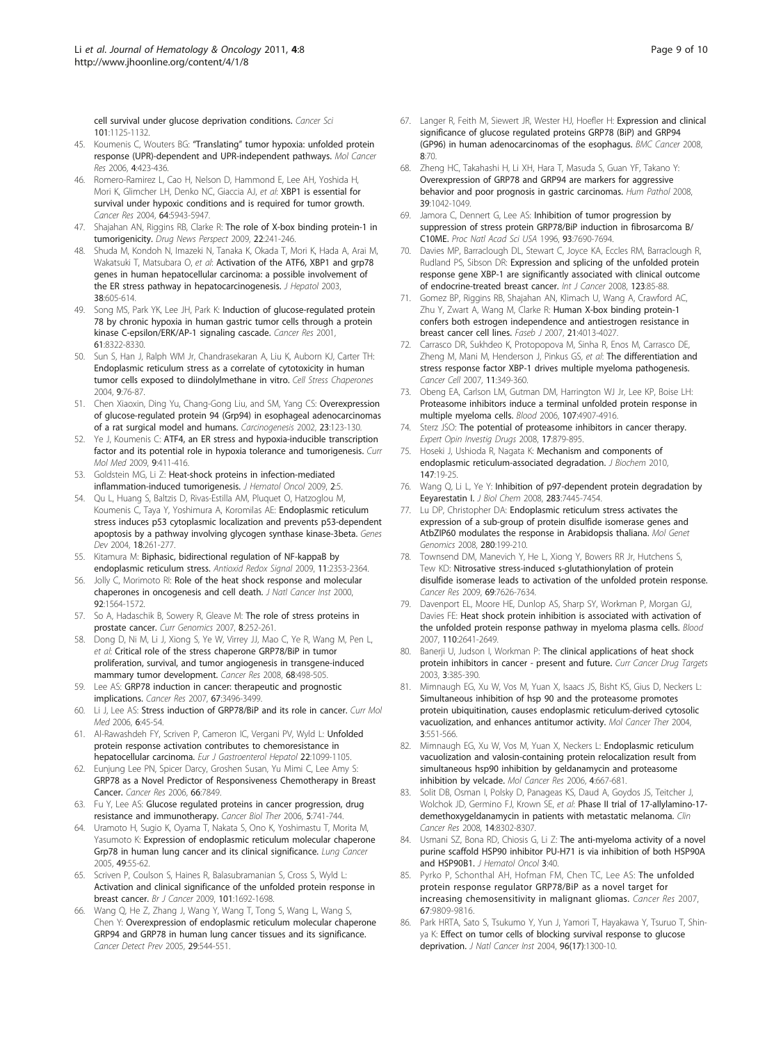cell survival under glucose deprivation conditions. *Cancer Sci* 101:1125-1132.

45. Koumenis C, Wouters BG: **"Translating" tumor hypoxia: unfolded protein response (UPR)-dependent and UPR-independent pathways.** *Mol Cancer Res* 2006, **4**:423-436.
46. Romero-Ramirez L, Cao H, Nelson D, Hammond E, Lee AH, Yoshida H, Mori K, Glimcher LH, Denko NC, Giaccia AJ, *et al*: **XBP1 is essential for survival under hypoxic conditions and is required for tumor growth.** *Cancer Res* 2004, **64**:5943-5947.
47. Shajahan AN, Riggins RB, Clarke R: **The role of X-box binding protein-1 in tumorigenicity.** *Drug News Perspect* 2009, **22**:241-246.
48. Shuda M, Kondoh N, Imazeki N, Tanaka K, Okada T, Mori K, Hada A, Arai M, Wakatsuki T, Matsubara O, *et al*: **Activation of the ATF6, XBP1 and grp78 genes in human hepatocellular carcinoma: a possible involvement of the ER stress pathway in hepatocarcinogenesis.** *J Hepatol* 2003, **38**:605-614.
49. Song MS, Park YK, Lee JH, Park K: **Induction of glucose-regulated protein 78 by chronic hypoxia in human gastric tumor cells through a protein kinase C-epsilon/ERK/AP-1 signaling cascade.** *Cancer Res* 2001, **61**:8322-8330.
50. Sun S, Han J, Ralph WM Jr, Chandrasekaran A, Liu K, Auborn KJ, Carter TH: **Endoplasmic reticulum stress as a correlate of cytotoxicity in human tumor cells exposed to diindolylmethane in vitro.** *Cell Stress Chaperones* 2004, **9**:76-87.
51. Chen Xiaoxin, Ding Yu, Chang-Gong Liu, and SM, Yang CS: **Overexpression of glucose-regulated protein 94 (Grp94) in esophageal adenocarcinomas of a rat surgical model and humans.** *Carcinogenesis* 2002, **23**:123-130.
52. Ye J, Koumenis C: **ATF4, an ER stress and hypoxia-inducible transcription factor and its potential role in hypoxia tolerance and tumorigenesis.** *Curr Mol Med* 2009, **9**:411-416.
53. Goldstein MG, Li Z: **Heat-shock proteins in infection-mediated inflammation-induced tumorigenesis.** *J Hematol Oncol* 2009, **2**:5.
54. Qu L, Huang S, Baltzis D, Rivas-Estilla AM, Pluquet O, Hatzoglou M, Koumenis C, Taya Y, Yoshimura A, Koromilas AE: **Endoplasmic reticulum stress induces p53 cytoplasmic localization and prevents p53-dependent apoptosis by a pathway involving glycogen synthase kinase-3beta.** *Genes Dev* 2004, **18**:261-277.
55. Kitamura M: **Biphasic, bidirectional regulation of NF-kappaB by endoplasmic reticulum stress.** *Antioxid Redox Signal* 2009, **11**:2353-2364.
56. Jolly C, Morimoto RI: **Role of the heat shock response and molecular chaperones in oncogenesis and cell death.** *J Natl Cancer Inst* 2000, **92**:1564-1572.
57. So A, Hadaschik B, Sowery R, Gleave M: **The role of stress proteins in prostate cancer.** *Curr Genomics* 2007, **8**:252-261.
58. Dong D, Ni M, Li J, Xiong S, Ye W, Virrey JJ, Mao C, Ye R, Wang M, Pen L, *et al*: **Critical role of the stress chaperone GRP78/BiP in tumor proliferation, survival, and tumor angiogenesis in transgene-induced mammary tumor development.** *Cancer Res* 2008, **68**:498-505.
59. Lee AS: **GRP78 induction in cancer: therapeutic and prognostic implications.** *Cancer Res* 2007, **67**:3496-3499.
60. Li J, Lee AS: **Stress induction of GRP78/BiP and its role in cancer.** *Curr Mol Med* 2006, **6**:45-54.
61. Al-Rawashdeh FY, Scriven P, Cameron IC, Vergani PV, Wyld L: **Unfolded protein response activation contributes to chemoresistance in hepatocellular carcinoma.** *Eur J Gastroenterol Hepatol* **22**:1099-1105.
62. Eunjung Lee PN, Spicer Darcy, Groshen Susan, Yu Mimi C, Lee Amy S: **GRP78 as a Novel Predictor of Responsiveness Chemotherapy in Breast Cancer.** *Cancer Res* 2006, **66**:7849.
63. Fu Y, Lee AS: **Glucose regulated proteins in cancer progression, drug resistance and immunotherapy.** *Cancer Biol Ther* 2006, **5**:741-744.
64. Uramoto H, Sugio K, Oyama T, Nakata S, Ono K, Yoshimastu T, Morita M, Yasumoto K: **Expression of endoplasmic reticulum molecular chaperone Grp78 in human lung cancer and its clinical significance.** *Lung Cancer* 2005, **49**:55-62.
65. Scriven P, Coulson S, Haines R, Balasubramanian S, Cross S, Wyld L: **Activation and clinical significance of the unfolded protein response in breast cancer.** *Br J Cancer* 2009, **101**:1692-1698.
66. Wang Q, He Z, Zhang J, Wang Y, Wang T, Tong S, Wang L, Wang S, Chen Y: **Overexpression of endoplasmic reticulum molecular chaperone GRP94 and GRP78 in human lung cancer tissues and its significance.** *Cancer Detect Prev* 2005, **29**:544-551.
67. Langer R, Feith M, Siewert JR, Wester HJ, Hoefler H: **Expression and clinical significance of glucose regulated proteins GRP78 (BiP) and GRP94 (GP96) in human adenocarcinomas of the esophagus.** *BMC Cancer* 2008, **8**:70.
68. Zheng HC, Takahashi H, Li XH, Hara T, Masuda S, Guan YF, Takano Y: **Overexpression of GRP78 and GRP94 are markers for aggressive behavior and poor prognosis in gastric carcinomas.** *Hum Pathol* 2008, **39**:1042-1049.
69. Jamora C, Dennert G, Lee AS: **Inhibition of tumor progression by suppression of stress protein GRP78/BiP induction in fibrosarcoma B/C10ME.** *Proc Natl Acad Sci USA* 1996, **93**:7690-7694.
70. Davies MP, Barraclough DL, Stewart C, Joyce KA, Eccles RM, Barraclough R, Rudland PS, Sibson DR: **Expression and splicing of the unfolded protein response gene XBP-1 are significantly associated with clinical outcome of endocrine-treated breast cancer.** *Int J Cancer* 2008, **123**:85-88.
71. Gomez BP, Riggins RB, Shajahan AN, Klimach U, Wang A, Crawford AC, Zhu Y, Zwart A, Wang M, Clarke R: **Human X-box binding protein-1 confers both estrogen independence and antiestrogen resistance in breast cancer cell lines.** *Faseb J* 2007, **21**:4013-4027.
72. Carrasco DR, Sukhdeo K, Protopopova M, Sinha R, Enos M, Carrasco DE, Zheng M, Mani M, Henderson J, Pinkus GS, *et al*: **The differentiation and stress response factor XBP-1 drives multiple myeloma pathogenesis.** *Cancer Cell* 2007, **11**:349-360.
73. Obeng EA, Carlson LM, Gutman DM, Harrington WJ Jr, Lee KP, Boise LH: **Proteasome inhibitors induce a terminal unfolded protein response in multiple myeloma cells.** *Blood* 2006, **107**:4907-4916.
74. Sterz JSO: **The potential of proteasome inhibitors in cancer therapy.** *Expert Opin Investig Drugs* 2008, **17**:879-895.
75. Hoseki J, Ushioda R, Nagata K: **Mechanism and components of endoplasmic reticulum-associated degradation.** *J Biochem* 2010, **147**:19-25.
76. Wang Q, Li L, Ye Y: **Inhibition of p97-dependent protein degradation by Eeyarestatin I.** *J Biol Chem* 2008, **283**:7445-7454.
77. Lu DP, Christopher DA: **Endoplasmic reticulum stress activates the expression of a sub-group of protein disulfide isomerase genes and AtbZIP60 modulates the response in Arabidopsis thaliana.** *Mol Genet Genomics* 2008, **280**:199-210.
78. Townsend DM, Manevich Y, He L, Xiong Y, Bowers RR Jr, Hutchens S, Tew KD: **Nitrosative stress-induced s-glutathionylation of protein disulfide isomerase leads to activation of the unfolded protein response.** *Cancer Res* 2009, **69**:7626-7634.
79. Davenport EL, Moore HE, Dunlop AS, Sharp SY, Workman P, Morgan GJ, Davies FE: **Heat shock protein inhibition is associated with activation of the unfolded protein response pathway in myeloma plasma cells.** *Blood* 2007, **110**:2641-2649.
80. Banerji U, Judson I, Workman P: **The clinical applications of heat shock protein inhibitors in cancer - present and future.** *Curr Cancer Drug Targets* 2003, **3**:385-390.
81. Mimnaugh EG, Xu W, Vos M, Yuan X, Isaacs JS, Bisht KS, Gius D, Neckers L: **Simultaneous inhibition of hsp 90 and the proteasome promotes protein ubiquitination, causes endoplasmic reticulum-derived cytosolic vacuolization, and enhances antitumor activity.** *Mol Cancer Ther* 2004, **3**:551-566.
82. Mimnaugh EG, Xu W, Vos M, Yuan X, Neckers L: **Endoplasmic reticulum vacuolization and valosin-containing protein relocalization result from simultaneous hsp90 inhibition by geldanamycin and proteasome inhibition by velcade.** *Mol Cancer Res* 2006, **4**:667-681.
83. Solit DB, Osman I, Polsky D, Panageas KS, Daud A, Goydos JS, Teitcher J, Wolchok JD, Germino FJ, Krown SE, *et al*: **Phase II trial of 17-allylamino-17-demethoxygeldanamycin in patients with metastatic melanoma.** *Clin Cancer Res* 2008, **14**:8302-8307.
84. Usmani SZ, Bona RD, Chiosis G, Li Z: **The anti-myeloma activity of a novel purine scaffold HSP90 inhibitor PU-H71 is via inhibition of both HSP90A and HSP90B1.** *J Hematol Oncol* **3**:40.
85. Pyrko P, Schonthal AH, Hofman FM, Chen TC, Lee AS: **The unfolded protein response regulator GRP78/BiP as a novel target for increasing chemosensitivity in malignant gliomas.** *Cancer Res* 2007, **67**:9809-9816.
86. Park HRTA, Sato S, Tsukumo Y, Yun J, Yamori T, Hayakawa Y, Tsuruo T, Shin-ya K: **Effect on tumor cells of blocking survival response to glucose deprivation.** *J Natl Cancer Inst* 2004, **96(17)**:1300-10.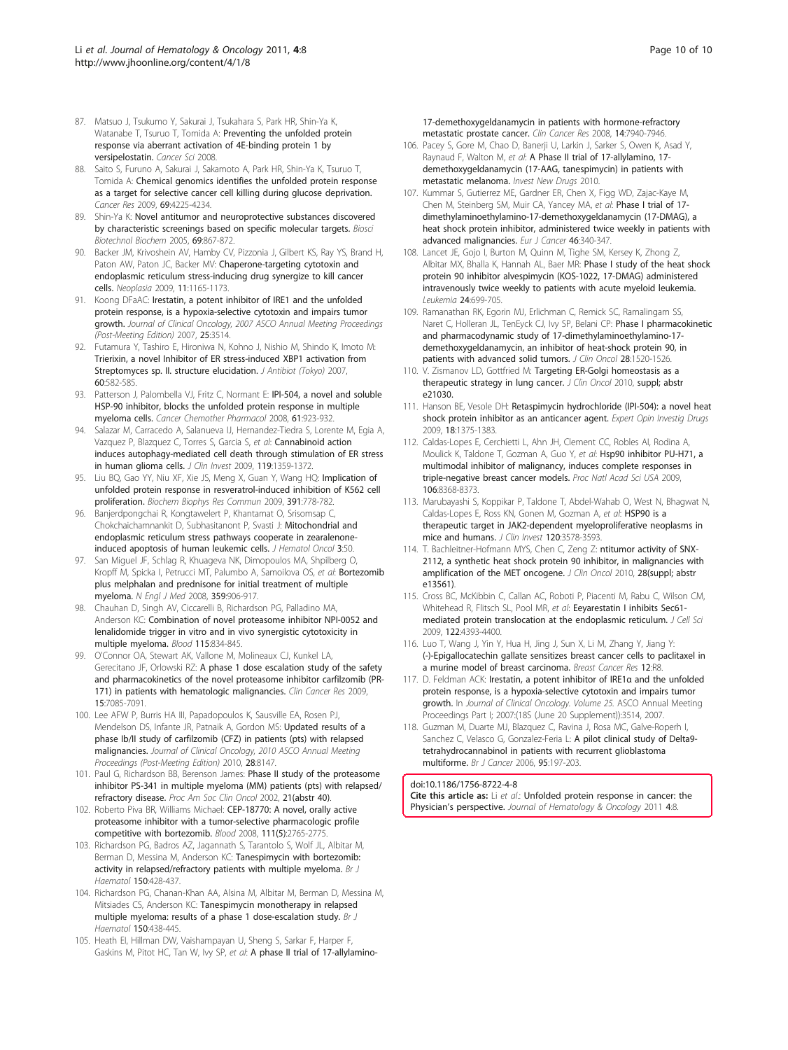87. Matsuo J, Tsukumo Y, Sakurai J, Tsukahara S, Park HR, Shin-Ya K, Watanabe T, Tsuruo T, Tomida A: **Preventing the unfolded protein response via aberrant activation of 4E-binding protein 1 by versipelostatin.** *Cancer Sci* 2008.
88. Saito S, Furuno A, Sakurai J, Sakamoto A, Park HR, Shin-Ya K, Tsuruo T, Tomida A: **Chemical genomics identifies the unfolded protein response as a target for selective cancer cell killing during glucose deprivation.** *Cancer Res* 2009, **69**:4225-4234.
89. Shin-Ya K: **Novel antitumor and neuroprotective substances discovered by characteristic screenings based on specific molecular targets.** *Biosci Biotechnol Biochem* 2005, **69**:867-872.
90. Backer JM, Krivoshein AV, Hamby CV, Pizzonia J, Gilbert KS, Ray YS, Brand H, Paton AW, Paton JC, Backer MV: **Chaperone-targeting cytotoxin and endoplasmic reticulum stress-inducing drug synergize to kill cancer cells.** *Neoplasia* 2009, **11**:1165-1173.
91. Koong DFaAC: **Irestatin, a potent inhibitor of IRE1 and the unfolded protein response, is a hypoxia-selective cytotoxin and impairs tumor growth.** *Journal of Clinical Oncology, 2007 ASCO Annual Meeting Proceedings (Post-Meeting Edition)* 2007, **25**:3514.
92. Futamura Y, Tashiro E, Hironiwa N, Kohno J, Nishio M, Shindo K, Imoto M: **Trierixin, a novel Inhibitor of ER stress-induced XBP1 activation from Streptomyces sp. II. structure elucidation.** *J Antibiot (Tokyo)* 2007, **60**:582-585.
93. Patterson J, Palombella VJ, Fritz C, Normant E: **IPI-504, a novel and soluble HSP-90 inhibitor, blocks the unfolded protein response in multiple myeloma cells.** *Cancer Chemother Pharmacol* 2008, **61**:923-932.
94. Salazar M, Carracedo A, Salanueva IJ, Hernandez-Tiedra S, Lorente M, Egia A, Vazquez P, Blazquez C, Torres S, Garcia S, *et al*: **Cannabinoid action induces autophagy-mediated cell death through stimulation of ER stress in human glioma cells.** *J Clin Invest* 2009, **119**:1359-1372.
95. Liu BQ, Gao YY, Niu XF, Xie JS, Meng X, Guan Y, Wang HQ: **Implication of unfolded protein response in resveratrol-induced inhibition of K562 cell proliferation.** *Biochem Biophys Res Commun* 2009, **391**:778-782.
96. Banjerdpongchai R, Kongtawelert P, Khantamat O, Srisomsap C, Chokchaichamnankit D, Subhasitanont P, Svasti J: **Mitochondrial and endoplasmic reticulum stress pathways cooperate in zearalenone-induced apoptosis of human leukemic cells.** *J Hematol Oncol* **3**:50.
97. San Miguel JF, Schlag R, Khuageva NK, Dimopoulos MA, Shpilberg O, Kropff M, Spicka I, Petrucci MT, Palumbo A, Samoilova OS, *et al*: **Bortezomib plus melphalan and prednisone for initial treatment of multiple myeloma.** *N Engl J Med* 2008, **359**:906-917.
98. Chauhan D, Singh AV, Ciccarelli B, Richardson PG, Palladino MA, Anderson KC: **Combination of novel proteasome inhibitor NPI-0052 and lenalidomide trigger in vitro and in vivo synergistic cytotoxicity in multiple myeloma.** *Blood* **115**:834-845.
99. O'Connor OA, Stewart AK, Vallone M, Molineaux CJ, Kunkel LA, Gerecitano JF, Orlowski RZ: **A phase 1 dose escalation study of the safety and pharmacokinetics of the novel proteasome inhibitor carfilzomib (PR-171) in patients with hematologic malignancies.** *Clin Cancer Res* 2009, **15**:7085-7091.
100. Lee AFW P, Burris HA III, Papadopoulos K, Sausville EA, Rosen PJ, Mendelson DS, Infante JR, Patnaik A, Gordon MS: **Updated results of a phase Ib/II study of carfilzomib (CFZ) in patients (pts) with relapsed malignancies.** *Journal of Clinical Oncology, 2010 ASCO Annual Meeting Proceedings (Post-Meeting Edition)* 2010, **28**:8147.
101. Paul G, Richardson BB, Berenson James: **Phase II study of the proteasome inhibitor PS-341 in multiple myeloma (MM) patients (pts) with relapsed/refractory disease.** *Proc Am Soc Clin Oncol* 2002, 21(abstr 40).
102. Roberto Piva BR, Williams Michael: **CEP-18770: A novel, orally active proteasome inhibitor with a tumor-selective pharmacologic profile competitive with bortezomib.** *Blood* 2008, 111(5):2765-2775.
103. Richardson PG, Badros AZ, Jagannath S, Tarantolo S, Wolf JL, Albitar M, Berman D, Messina M, Anderson KC: **Tanespimycin with bortezomib: activity in relapsed/refractory patients with multiple myeloma.** *Br J Haematol* **150**:428-437.
104. Richardson PG, Chanan-Khan AA, Alsina M, Albitar M, Berman D, Messina M, Mitsiades CS, Anderson KC: **Tanespimycin monotherapy in relapsed multiple myeloma: results of a phase 1 dose-escalation study.** *Br J Haematol* **150**:438-445.
105. Heath EI, Hillman DW, Vaishampayan U, Sheng S, Sarkar F, Harper F, Gaskins M, Pitot HC, Tan W, Ivy SP, *et al*: **A phase II trial of 17-allylamino-17-demethoxygeldanamycin in patients with hormone-refractory metastatic prostate cancer.** *Clin Cancer Res* 2008, **14**:7940-7946.
106. Pacey S, Gore M, Chao D, Banerji U, Larkin J, Sarker S, Owen K, Asad Y, Raynaud F, Walton M, *et al*: **A Phase II trial of 17-allylamino, 17-demethoxygeldanamycin (17-AAG, tanespimycin) in patients with metastatic melanoma.** *Invest New Drugs* 2010.
107. Kummar S, Gutierrez ME, Gardner ER, Chen X, Figg WD, Zajac-Kaye M, Chen M, Steinberg SM, Muir CA, Yancey MA, *et al*: **Phase I trial of 17-dimethylaminoethylamino-17-demethoxygeldanamycin (17-DMAG), a heat shock protein inhibitor, administered twice weekly in patients with advanced malignancies.** *Eur J Cancer* **46**:340-347.
108. Lancet JE, Gojo I, Burton M, Quinn M, Tighe SM, Kersey K, Zhong Z, Albitar MX, Bhalla K, Hannah AL, Baer MR: **Phase I study of the heat shock protein 90 inhibitor alvespimycin (KOS-1022, 17-DMAG) administered intravenously twice weekly to patients with acute myeloid leukemia.** *Leukemia* **24**:699-705.
109. Ramanathan RK, Egorin MJ, Erlichman C, Remick SC, Ramalingam SS, Naret C, Holleran JL, TenEyck CJ, Ivy SP, Belani CP: **Phase I pharmacokinetic and pharmacodynamic study of 17-dimethylaminoethylamino-17-demethoxygeldanamycin, an inhibitor of heat-shock protein 90, in patients with advanced solid tumors.** *J Clin Oncol* **28**:1520-1526.
110. V. Zismanov LD, Gottfried M: **Targeting ER-Golgi homeostasis as a therapeutic strategy in lung cancer.** *J Clin Oncol* 2010, suppl; abstr e21030.
111. Hanson BE, Vesole DH: **Retaspimycin hydrochloride (IPI-504): a novel heat shock protein inhibitor as an anticancer agent.** *Expert Opin Investig Drugs* 2009, **18**:1375-1383.
112. Caldas-Lopes E, Cerchietti L, Ahn JH, Clement CC, Robles AI, Rodina A, Moulick K, Taldone T, Gozman A, Guo Y, *et al*: **Hsp90 inhibitor PU-H71, a multimodal inhibitor of malignancy, induces complete responses in triple-negative breast cancer models.** *Proc Natl Acad Sci USA* 2009, **106**:8368-8373.
113. Marubayashi S, Koppikar P, Taldone T, Abdel-Wahab O, West N, Bhagwat N, Caldas-Lopes E, Ross KN, Gonen M, Gozman A, *et al*: **HSP90 is a therapeutic target in JAK2-dependent myeloproliferative neoplasms in mice and humans.** *J Clin Invest* **120**:3578-3593.
114. T. Bachleitner-Hofmann MYS, Chen C, Zeng Z: **ntitumor activity of SNX-2112, a synthetic heat shock protein 90 inhibitor, in malignancies with amplification of the MET oncogene.** *J Clin Oncol* 2010, 28(suppl; abstr e13561).
115. Cross BC, McKibbin C, Callan AC, Roboti P, Piacenti M, Rabu C, Wilson CM, Whitehead R, Flitsch SL, Pool MR, *et al*: **Eeyarestatin I inhibits Sec61-mediated protein translocation at the endoplasmic reticulum.** *J Cell Sci* 2009, **122**:4393-4400.
116. Luo T, Wang J, Yin Y, Hua H, Jing J, Sun X, Li M, Zhang Y, Jiang Y: **(-)-Epigallocatechin gallate sensitizes breast cancer cells to paclitaxel in a murine model of breast carcinoma.** *Breast Cancer Res* **12**:R8.
117. D. Feldman ACK: **Irestatin, a potent inhibitor of IRE1α and the unfolded protein response, is a hypoxia-selective cytotoxin and impairs tumor growth.** In *Journal of Clinical Oncology. Volume 25.* ASCO Annual Meeting Proceedings Part I; 2007:(18S (June 20 Supplement)):3514, 2007.
118. Guzman M, Duarte MJ, Blazquez C, Ravina J, Rosa MC, Galve-Roperh I, Sanchez C, Velasco G, Gonzalez-Feria L: **A pilot clinical study of Delta9-tetrahydrocannabinol in patients with recurrent glioblastoma multiforme.** *Br J Cancer* 2006, **95**:197-203.

doi:10.1186/1756-8722-4-8
**Cite this article as:** Li *et al.*: Unfolded protein response in cancer: the Physician's perspective. *Journal of Hematology & Oncology* 2011 **4**:8.